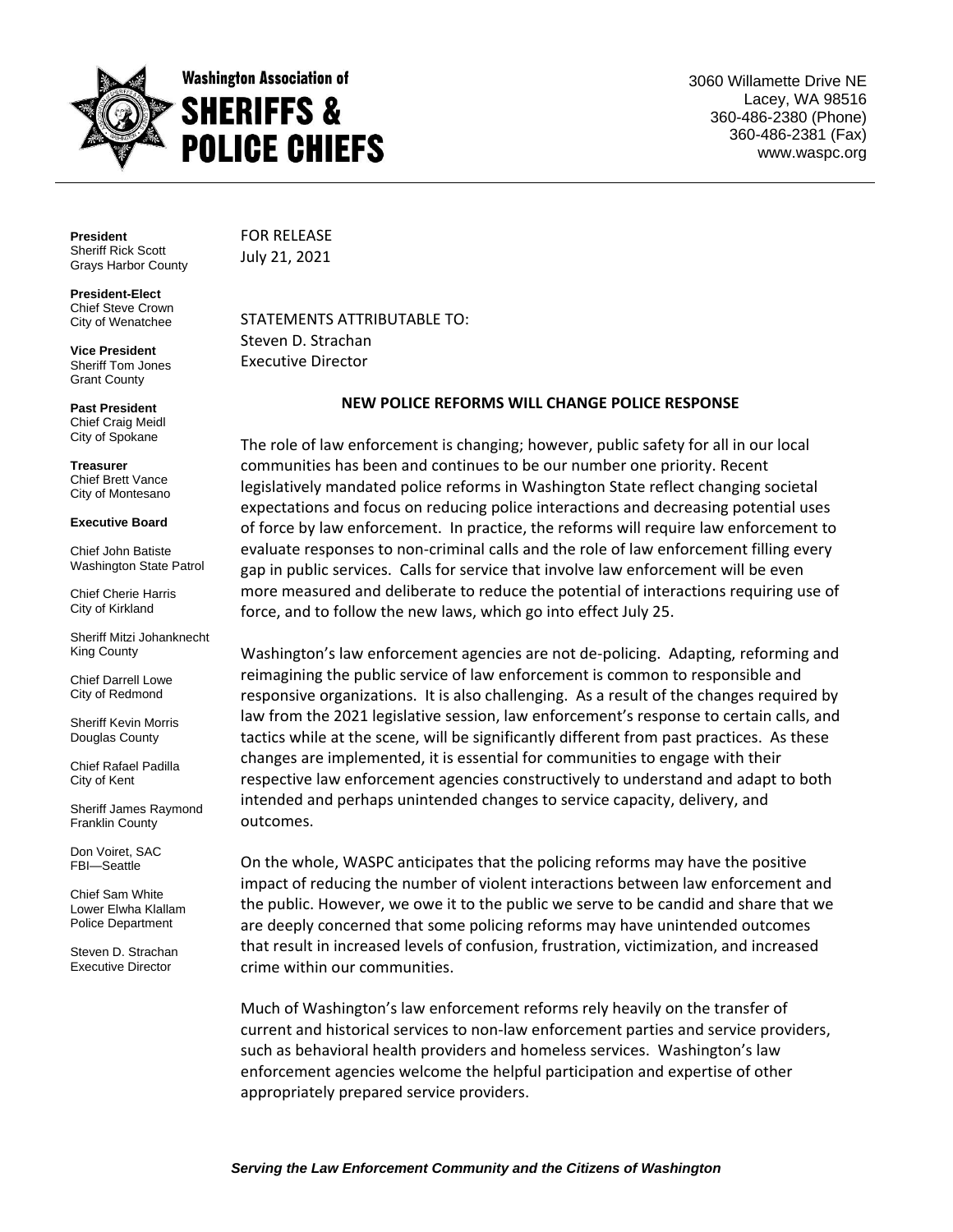**Washington Association of SHERIFFS & POLICE CHIEFS**

3060 Willamette Drive NE
Lacey, WA 98516
360-486-2380 (Phone)
360-486-2381 (Fax)
www.waspc.org

**President**
Sheriff Rick Scott
Grays Harbor County

**President-Elect**
Chief Steve Crown
City of Wenatchee

**Vice President**
Sheriff Tom Jones
Grant County

**Past President**
Chief Craig Meidl
City of Spokane

**Treasurer**
Chief Brett Vance
City of Montesano

**Executive Board**

Chief John Batiste
Washington State Patrol

Chief Cherie Harris
City of Kirkland

Sheriff Mitzi Johanknecht
King County

Chief Darrell Lowe
City of Redmond

Sheriff Kevin Morris
Douglas County

Chief Rafael Padilla
City of Kent

Sheriff James Raymond
Franklin County

Don Voiret, SAC
FBI—Seattle

Chief Sam White
Lower Elwha Klallam
Police Department

Steven D. Strachan
Executive Director

FOR RELEASE
July 21, 2021

STATEMENTS ATTRIBUTABLE TO:
Steven D. Strachan
Executive Director

**NEW POLICE REFORMS WILL CHANGE POLICE RESPONSE**

The role of law enforcement is changing; however, public safety for all in our local communities has been and continues to be our number one priority. Recent legislatively mandated police reforms in Washington State reflect changing societal expectations and focus on reducing police interactions and decreasing potential uses of force by law enforcement. In practice, the reforms will require law enforcement to evaluate responses to non-criminal calls and the role of law enforcement filling every gap in public services. Calls for service that involve law enforcement will be even more measured and deliberate to reduce the potential of interactions requiring use of force, and to follow the new laws, which go into effect July 25.

Washington's law enforcement agencies are not de-policing. Adapting, reforming and reimagining the public service of law enforcement is common to responsible and responsive organizations. It is also challenging. As a result of the changes required by law from the 2021 legislative session, law enforcement's response to certain calls, and tactics while at the scene, will be significantly different from past practices. As these changes are implemented, it is essential for communities to engage with their respective law enforcement agencies constructively to understand and adapt to both intended and perhaps unintended changes to service capacity, delivery, and outcomes.

On the whole, WASPC anticipates that the policing reforms may have the positive impact of reducing the number of violent interactions between law enforcement and the public. However, we owe it to the public we serve to be candid and share that we are deeply concerned that some policing reforms may have unintended outcomes that result in increased levels of confusion, frustration, victimization, and increased crime within our communities.

Much of Washington's law enforcement reforms rely heavily on the transfer of current and historical services to non-law enforcement parties and service providers, such as behavioral health providers and homeless services. Washington's law enforcement agencies welcome the helpful participation and expertise of other appropriately prepared service providers.

***Serving the Law Enforcement Community and the Citizens of Washington***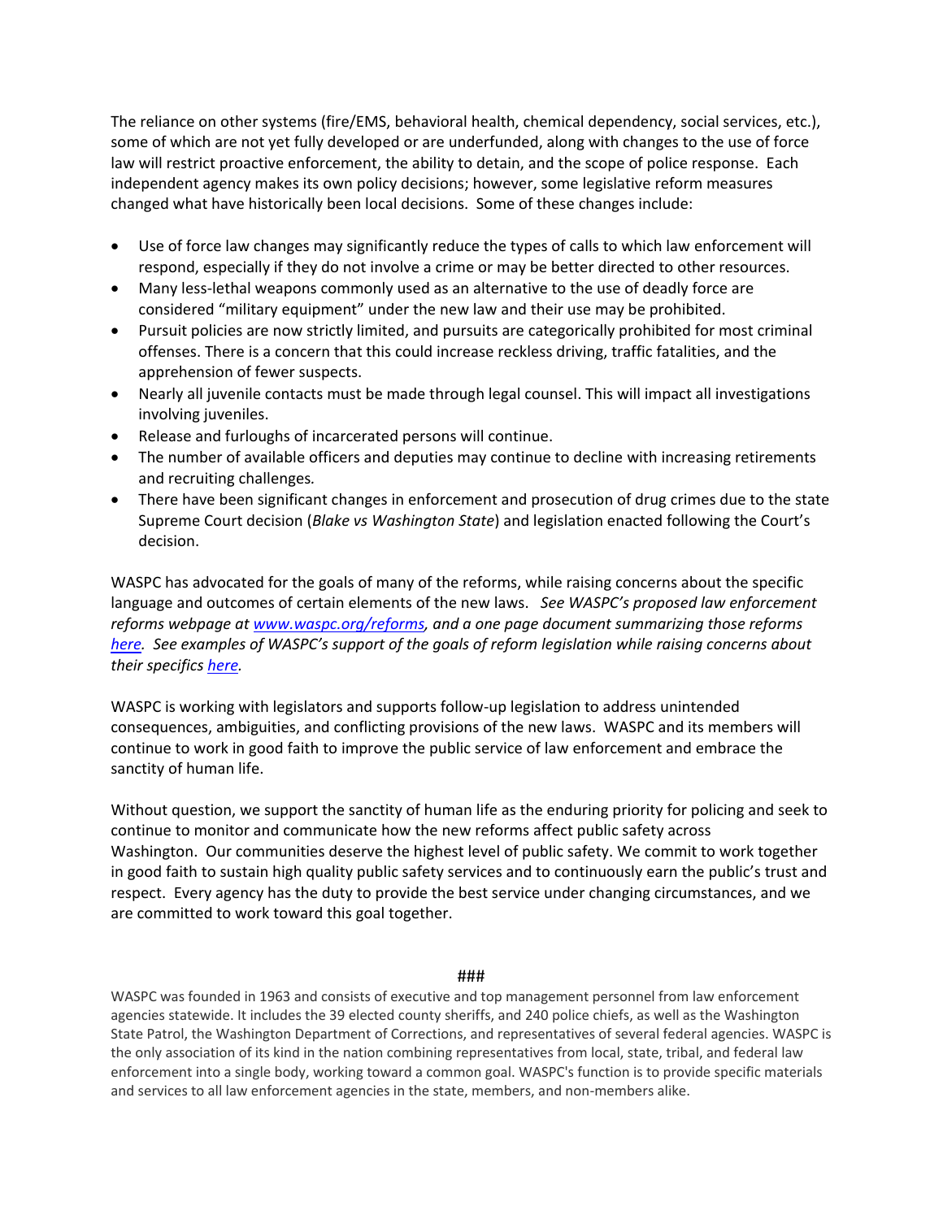The reliance on other systems (fire/EMS, behavioral health, chemical dependency, social services, etc.), some of which are not yet fully developed or are underfunded, along with changes to the use of force law will restrict proactive enforcement, the ability to detain, and the scope of police response. Each independent agency makes its own policy decisions; however, some legislative reform measures changed what have historically been local decisions. Some of these changes include:

- Use of force law changes may significantly reduce the types of calls to which law enforcement will respond, especially if they do not involve a crime or may be better directed to other resources.
- Many less-lethal weapons commonly used as an alternative to the use of deadly force are considered "military equipment" under the new law and their use may be prohibited.
- Pursuit policies are now strictly limited, and pursuits are categorically prohibited for most criminal offenses. There is a concern that this could increase reckless driving, traffic fatalities, and the apprehension of fewer suspects.
- Nearly all juvenile contacts must be made through legal counsel. This will impact all investigations involving juveniles.
- Release and furloughs of incarcerated persons will continue.
- The number of available officers and deputies may continue to decline with increasing retirements and recruiting challenges.
- There have been significant changes in enforcement and prosecution of drug crimes due to the state Supreme Court decision (*Blake vs Washington State*) and legislation enacted following the Court's decision.

WASPC has advocated for the goals of many of the reforms, while raising concerns about the specific language and outcomes of certain elements of the new laws. *See WASPC's proposed law enforcement reforms webpage at [www.waspc.org/reforms](www.waspc.org/reforms), and a one page document summarizing those reforms [here](). See examples of WASPC's support of the goals of reform legislation while raising concerns about their specifics [here]().*

WASPC is working with legislators and supports follow-up legislation to address unintended consequences, ambiguities, and conflicting provisions of the new laws. WASPC and its members will continue to work in good faith to improve the public service of law enforcement and embrace the sanctity of human life.

Without question, we support the sanctity of human life as the enduring priority for policing and seek to continue to monitor and communicate how the new reforms affect public safety across Washington. Our communities deserve the highest level of public safety. We commit to work together in good faith to sustain high quality public safety services and to continuously earn the public's trust and respect. Every agency has the duty to provide the best service under changing circumstances, and we are committed to work toward this goal together.

###

WASPC was founded in 1963 and consists of executive and top management personnel from law enforcement agencies statewide. It includes the 39 elected county sheriffs, and 240 police chiefs, as well as the Washington State Patrol, the Washington Department of Corrections, and representatives of several federal agencies. WASPC is the only association of its kind in the nation combining representatives from local, state, tribal, and federal law enforcement into a single body, working toward a common goal. WASPC's function is to provide specific materials and services to all law enforcement agencies in the state, members, and non-members alike.